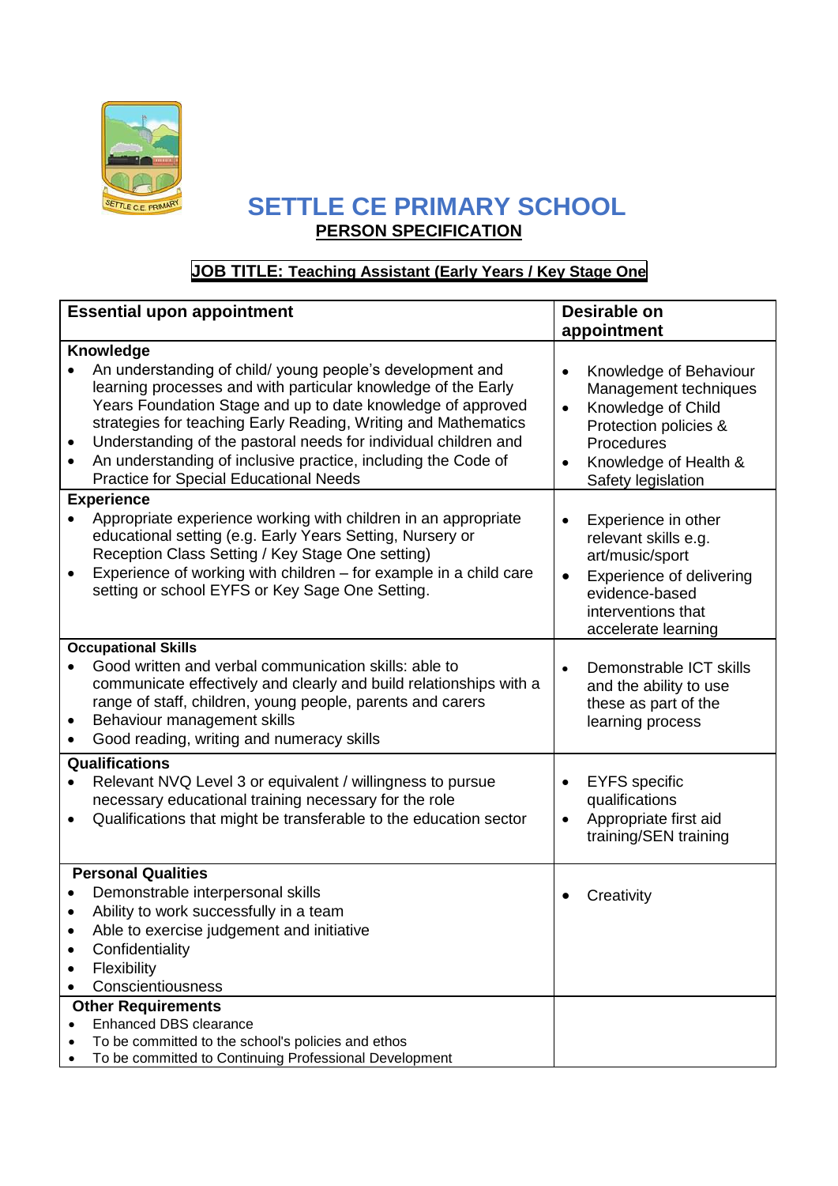# SETTLE CE PRIMARY SCHOOL

## PERSON SPECIFICATION

**JOB TITLE: Teaching Assistant (Early Years / Key Stage One**

| Essential upon appointment | Desirable on appointment |
|---|---|
| **Knowledge**<br>• An understanding of child/ young people's development and learning processes and with particular knowledge of the Early Years Foundation Stage and up to date knowledge of approved strategies for teaching Early Reading, Writing and Mathematics<br>• Understanding of the pastoral needs for individual children and<br>• An understanding of inclusive practice, including the Code of Practice for Special Educational Needs | • Knowledge of Behaviour Management techniques<br>• Knowledge of Child Protection policies & Procedures<br>• Knowledge of Health & Safety legislation |
| **Experience**<br>• Appropriate experience working with children in an appropriate educational setting (e.g. Early Years Setting, Nursery or Reception Class Setting / Key Stage One setting)<br>• Experience of working with children – for example in a child care setting or school EYFS or Key Sage One Setting. | • Experience in other relevant skills e.g. art/music/sport<br>• Experience of delivering evidence-based interventions that accelerate learning |
| **Occupational Skills**<br>• Good written and verbal communication skills: able to communicate effectively and clearly and build relationships with a range of staff, children, young people, parents and carers<br>• Behaviour management skills<br>• Good reading, writing and numeracy skills | • Demonstrable ICT skills and the ability to use these as part of the learning process |
| **Qualifications**<br>• Relevant NVQ Level 3 or equivalent / willingness to pursue necessary educational training necessary for the role<br>• Qualifications that might be transferable to the education sector | • EYFS specific qualifications<br>• Appropriate first aid training/SEN training |
| **Personal Qualities**<br>• Demonstrable interpersonal skills<br>• Ability to work successfully in a team<br>• Able to exercise judgement and initiative<br>• Confidentiality<br>• Flexibility<br>• Conscientiousness | • Creativity |
| **Other Requirements**<br>• Enhanced DBS clearance<br>• To be committed to the school's policies and ethos<br>• To be committed to Continuing Professional Development | |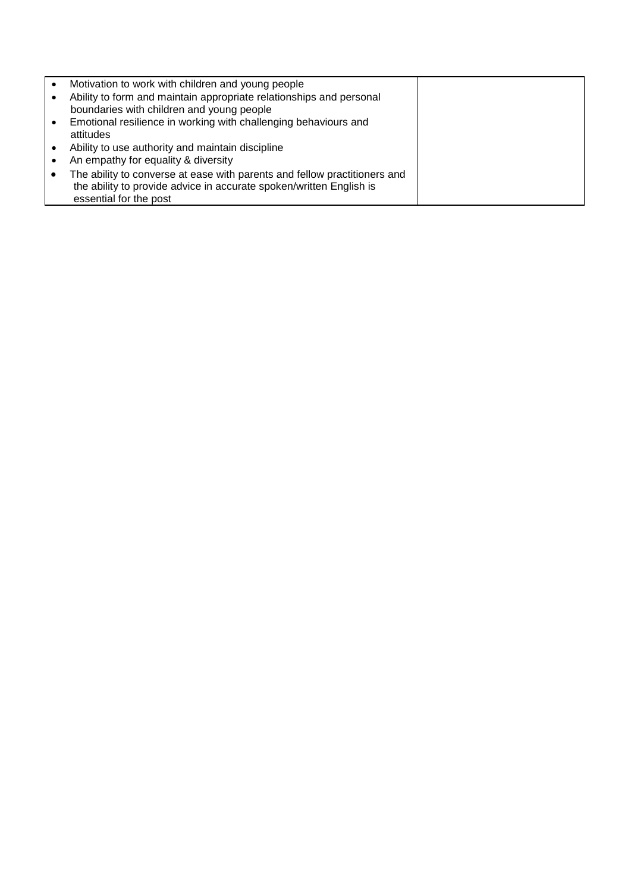| | |
|---|---|
| • Motivation to work with children and young people<br>• Ability to form and maintain appropriate relationships and personal boundaries with children and young people<br>• Emotional resilience in working with challenging behaviours and attitudes<br>• Ability to use authority and maintain discipline<br>• An empathy for equality & diversity<br>• The ability to converse at ease with parents and fellow practitioners and the ability to provide advice in accurate spoken/written English is essential for the post | |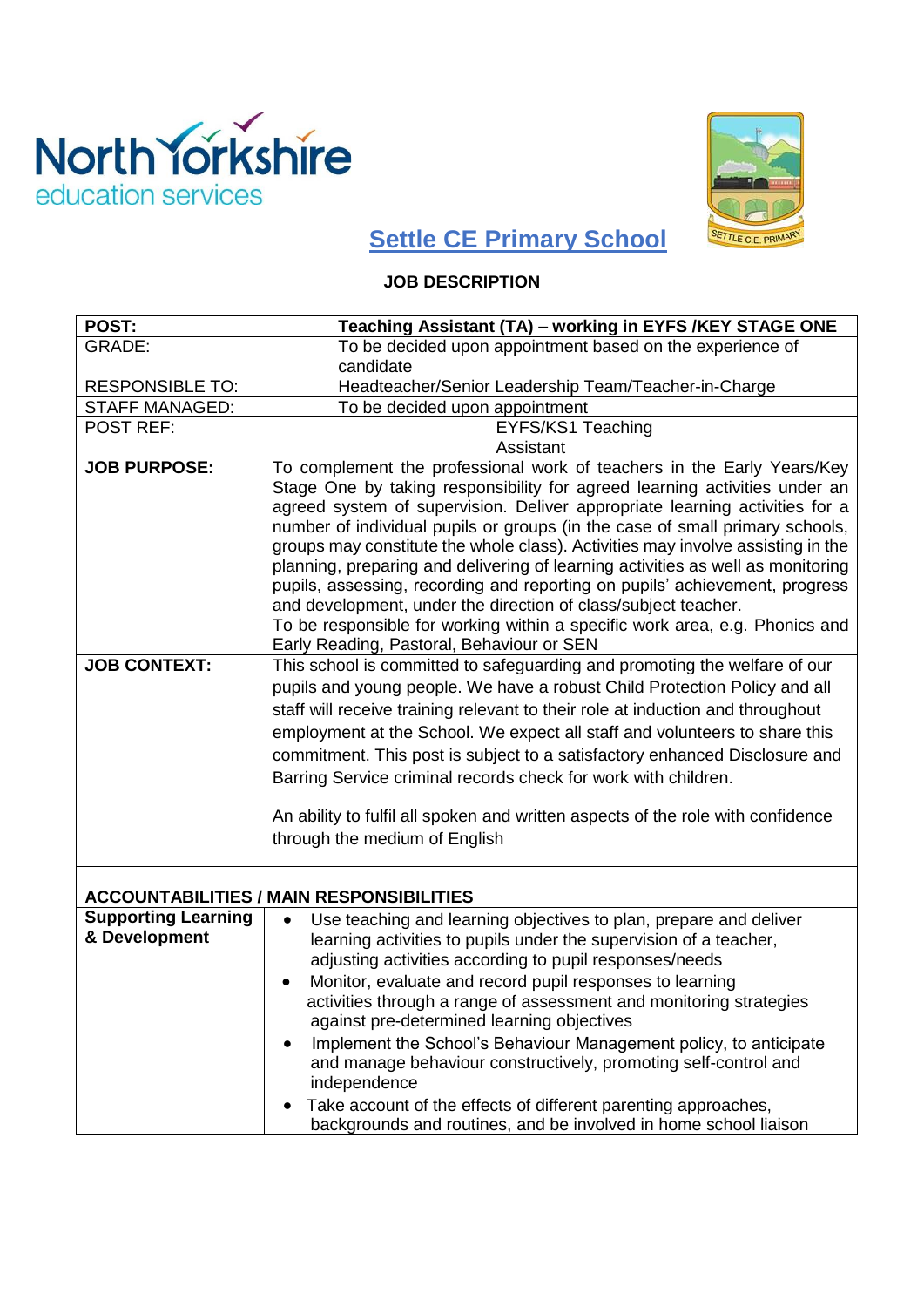# Settle CE Primary School

**JOB DESCRIPTION**

| | |
|---|---|
| **POST:** | **Teaching Assistant (TA) – working in EYFS /KEY STAGE ONE** |
| GRADE: | To be decided upon appointment based on the experience of candidate |
| RESPONSIBLE TO: | Headteacher/Senior Leadership Team/Teacher-in-Charge |
| STAFF MANAGED: | To be decided upon appointment |
| POST REF: | EYFS/KS1 Teaching Assistant |
| **JOB PURPOSE:** | To complement the professional work of teachers in the Early Years/Key Stage One by taking responsibility for agreed learning activities under an agreed system of supervision. Deliver appropriate learning activities for a number of individual pupils or groups (in the case of small primary schools, groups may constitute the whole class). Activities may involve assisting in the planning, preparing and delivering of learning activities as well as monitoring pupils, assessing, recording and reporting on pupils' achievement, progress and development, under the direction of class/subject teacher.<br>To be responsible for working within a specific work area, e.g. Phonics and Early Reading, Pastoral, Behaviour or SEN |
| **JOB CONTEXT:** | This school is committed to safeguarding and promoting the welfare of our pupils and young people. We have a robust Child Protection Policy and all staff will receive training relevant to their role at induction and throughout employment at the School. We expect all staff and volunteers to share this commitment. This post is subject to a satisfactory enhanced Disclosure and Barring Service criminal records check for work with children.<br><br>An ability to fulfil all spoken and written aspects of the role with confidence through the medium of English |

**ACCOUNTABILITIES / MAIN RESPONSIBILITIES**

| | |
|---|---|
| **Supporting Learning & Development** | • Use teaching and learning objectives to plan, prepare and deliver learning activities to pupils under the supervision of a teacher, adjusting activities according to pupil responses/needs<br>• Monitor, evaluate and record pupil responses to learning activities through a range of assessment and monitoring strategies against pre-determined learning objectives<br>• Implement the School's Behaviour Management policy, to anticipate and manage behaviour constructively, promoting self-control and independence<br>• Take account of the effects of different parenting approaches, backgrounds and routines, and be involved in home school liaison |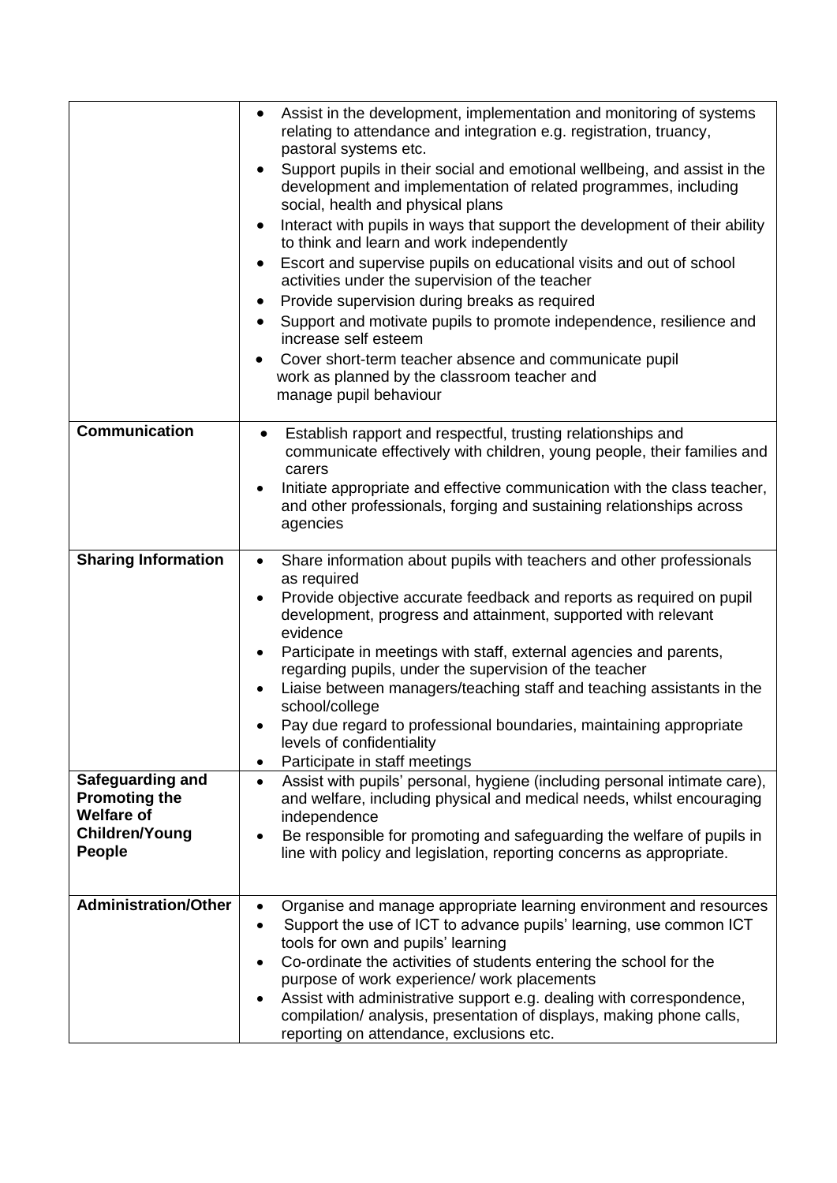| | |
|---|---|
| | • Assist in the development, implementation and monitoring of systems relating to attendance and integration e.g. registration, truancy, pastoral systems etc.<br>• Support pupils in their social and emotional wellbeing, and assist in the development and implementation of related programmes, including social, health and physical plans<br>• Interact with pupils in ways that support the development of their ability to think and learn and work independently<br>• Escort and supervise pupils on educational visits and out of school activities under the supervision of the teacher<br>• Provide supervision during breaks as required<br>• Support and motivate pupils to promote independence, resilience and increase self esteem<br>• Cover short-term teacher absence and communicate pupil work as planned by the classroom teacher and manage pupil behaviour |
| **Communication** | • Establish rapport and respectful, trusting relationships and communicate effectively with children, young people, their families and carers<br>• Initiate appropriate and effective communication with the class teacher, and other professionals, forging and sustaining relationships across agencies |
| **Sharing Information** | • Share information about pupils with teachers and other professionals as required<br>• Provide objective accurate feedback and reports as required on pupil development, progress and attainment, supported with relevant evidence<br>• Participate in meetings with staff, external agencies and parents, regarding pupils, under the supervision of the teacher<br>• Liaise between managers/teaching staff and teaching assistants in the school/college<br>• Pay due regard to professional boundaries, maintaining appropriate levels of confidentiality<br>• Participate in staff meetings |
| **Safeguarding and Promoting the Welfare of Children/Young People** | • Assist with pupils' personal, hygiene (including personal intimate care), and welfare, including physical and medical needs, whilst encouraging independence<br>• Be responsible for promoting and safeguarding the welfare of pupils in line with policy and legislation, reporting concerns as appropriate. |
| **Administration/Other** | • Organise and manage appropriate learning environment and resources<br>• Support the use of ICT to advance pupils' learning, use common ICT tools for own and pupils' learning<br>• Co-ordinate the activities of students entering the school for the purpose of work experience/ work placements<br>• Assist with administrative support e.g. dealing with correspondence, compilation/ analysis, presentation of displays, making phone calls, reporting on attendance, exclusions etc. |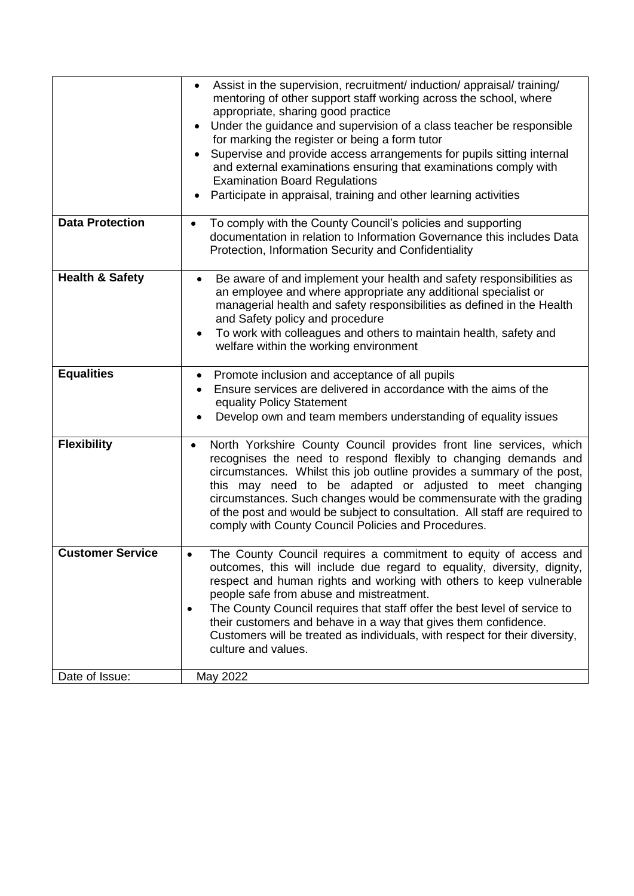| | |
|---|---|
| | • Assist in the supervision, recruitment/ induction/ appraisal/ training/ mentoring of other support staff working across the school, where appropriate, sharing good practice<br>• Under the guidance and supervision of a class teacher be responsible for marking the register or being a form tutor<br>• Supervise and provide access arrangements for pupils sitting internal and external examinations ensuring that examinations comply with Examination Board Regulations<br>• Participate in appraisal, training and other learning activities |
| **Data Protection** | • To comply with the County Council's policies and supporting documentation in relation to Information Governance this includes Data Protection, Information Security and Confidentiality |
| **Health & Safety** | • Be aware of and implement your health and safety responsibilities as an employee and where appropriate any additional specialist or managerial health and safety responsibilities as defined in the Health and Safety policy and procedure<br>• To work with colleagues and others to maintain health, safety and welfare within the working environment |
| **Equalities** | • Promote inclusion and acceptance of all pupils<br>• Ensure services are delivered in accordance with the aims of the equality Policy Statement<br>• Develop own and team members understanding of equality issues |
| **Flexibility** | • North Yorkshire County Council provides front line services, which recognises the need to respond flexibly to changing demands and circumstances. Whilst this job outline provides a summary of the post, this may need to be adapted or adjusted to meet changing circumstances. Such changes would be commensurate with the grading of the post and would be subject to consultation. All staff are required to comply with County Council Policies and Procedures. |
| **Customer Service** | • The County Council requires a commitment to equity of access and outcomes, this will include due regard to equality, diversity, dignity, respect and human rights and working with others to keep vulnerable people safe from abuse and mistreatment.<br>• The County Council requires that staff offer the best level of service to their customers and behave in a way that gives them confidence. Customers will be treated as individuals, with respect for their diversity, culture and values. |
| Date of Issue: | May 2022 |